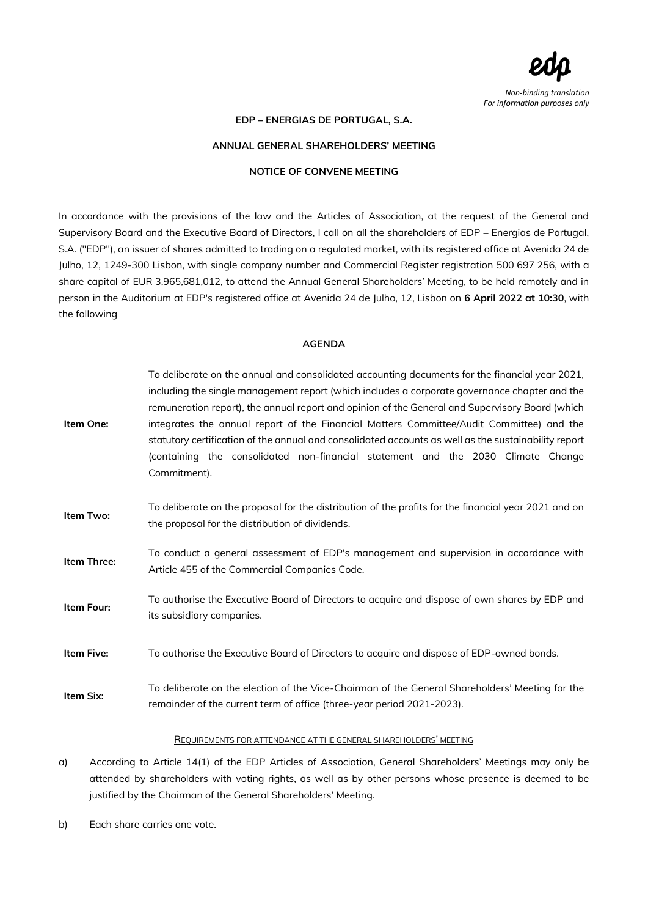*Non-binding translation*
*For information purposes only*

**EDP – ENERGIAS DE PORTUGAL, S.A.**

**ANNUAL GENERAL SHAREHOLDERS' MEETING**

**NOTICE OF CONVENE MEETING**

In accordance with the provisions of the law and the Articles of Association, at the request of the General and Supervisory Board and the Executive Board of Directors, I call on all the shareholders of EDP – Energias de Portugal, S.A. ("EDP"), an issuer of shares admitted to trading on a regulated market, with its registered office at Avenida 24 de Julho, 12, 1249-300 Lisbon, with single company number and Commercial Register registration 500 697 256, with a share capital of EUR 3,965,681,012, to attend the Annual General Shareholders' Meeting, to be held remotely and in person in the Auditorium at EDP's registered office at Avenida 24 de Julho, 12, Lisbon on **6 April 2022 at 10:30**, with the following

**AGENDA**

| | |
|---|---|
| **Item One:** | To deliberate on the annual and consolidated accounting documents for the financial year 2021, including the single management report (which includes a corporate governance chapter and the remuneration report), the annual report and opinion of the General and Supervisory Board (which integrates the annual report of the Financial Matters Committee/Audit Committee) and the statutory certification of the annual and consolidated accounts as well as the sustainability report (containing the consolidated non-financial statement and the 2030 Climate Change Commitment). |
| **Item Two:** | To deliberate on the proposal for the distribution of the profits for the financial year 2021 and on the proposal for the distribution of dividends. |
| **Item Three:** | To conduct a general assessment of EDP's management and supervision in accordance with Article 455 of the Commercial Companies Code. |
| **Item Four:** | To authorise the Executive Board of Directors to acquire and dispose of own shares by EDP and its subsidiary companies. |
| **Item Five:** | To authorise the Executive Board of Directors to acquire and dispose of EDP-owned bonds. |
| **Item Six:** | To deliberate on the election of the Vice-Chairman of the General Shareholders' Meeting for the remainder of the current term of office (three-year period 2021-2023). |

REQUIREMENTS FOR ATTENDANCE AT THE GENERAL SHAREHOLDERS' MEETING

a) According to Article 14(1) of the EDP Articles of Association, General Shareholders' Meetings may only be attended by shareholders with voting rights, as well as by other persons whose presence is deemed to be justified by the Chairman of the General Shareholders' Meeting.

b) Each share carries one vote.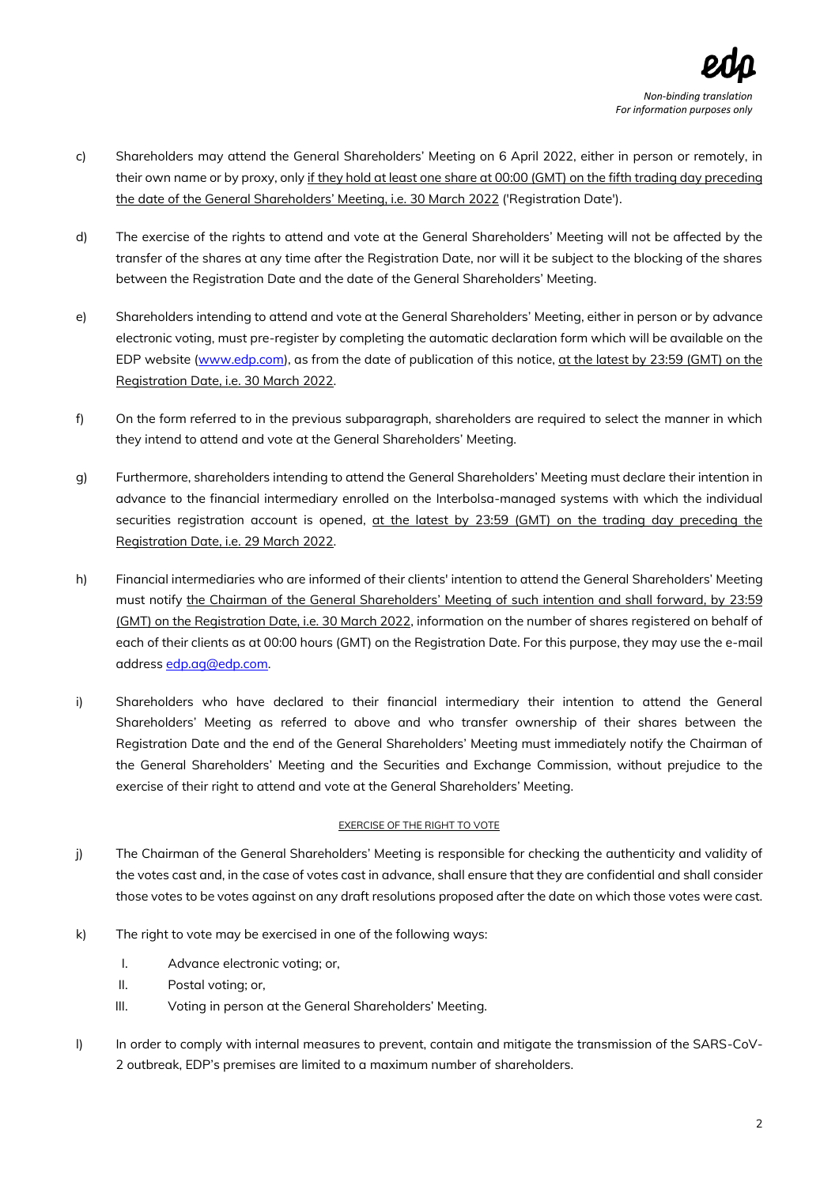c) Shareholders may attend the General Shareholders' Meeting on 6 April 2022, either in person or remotely, in their own name or by proxy, only if they hold at least one share at 00:00 (GMT) on the fifth trading day preceding the date of the General Shareholders' Meeting, i.e. 30 March 2022 ('Registration Date').

d) The exercise of the rights to attend and vote at the General Shareholders' Meeting will not be affected by the transfer of the shares at any time after the Registration Date, nor will it be subject to the blocking of the shares between the Registration Date and the date of the General Shareholders' Meeting.

e) Shareholders intending to attend and vote at the General Shareholders' Meeting, either in person or by advance electronic voting, must pre-register by completing the automatic declaration form which will be available on the EDP website (www.edp.com), as from the date of publication of this notice, at the latest by 23:59 (GMT) on the Registration Date, i.e. 30 March 2022.

f) On the form referred to in the previous subparagraph, shareholders are required to select the manner in which they intend to attend and vote at the General Shareholders' Meeting.

g) Furthermore, shareholders intending to attend the General Shareholders' Meeting must declare their intention in advance to the financial intermediary enrolled on the Interbolsa-managed systems with which the individual securities registration account is opened, at the latest by 23:59 (GMT) on the trading day preceding the Registration Date, i.e. 29 March 2022.

h) Financial intermediaries who are informed of their clients' intention to attend the General Shareholders' Meeting must notify the Chairman of the General Shareholders' Meeting of such intention and shall forward, by 23:59 (GMT) on the Registration Date, i.e. 30 March 2022, information on the number of shares registered on behalf of each of their clients as at 00:00 hours (GMT) on the Registration Date. For this purpose, they may use the e-mail address edp.ag@edp.com.

i) Shareholders who have declared to their financial intermediary their intention to attend the General Shareholders' Meeting as referred to above and who transfer ownership of their shares between the Registration Date and the end of the General Shareholders' Meeting must immediately notify the Chairman of the General Shareholders' Meeting and the Securities and Exchange Commission, without prejudice to the exercise of their right to attend and vote at the General Shareholders' Meeting.

## EXERCISE OF THE RIGHT TO VOTE

j) The Chairman of the General Shareholders' Meeting is responsible for checking the authenticity and validity of the votes cast and, in the case of votes cast in advance, shall ensure that they are confidential and shall consider those votes to be votes against on any draft resolutions proposed after the date on which those votes were cast.

k) The right to vote may be exercised in one of the following ways:

   I. Advance electronic voting; or,
   II. Postal voting; or,
   III. Voting in person at the General Shareholders' Meeting.

l) In order to comply with internal measures to prevent, contain and mitigate the transmission of the SARS-CoV-2 outbreak, EDP's premises are limited to a maximum number of shareholders.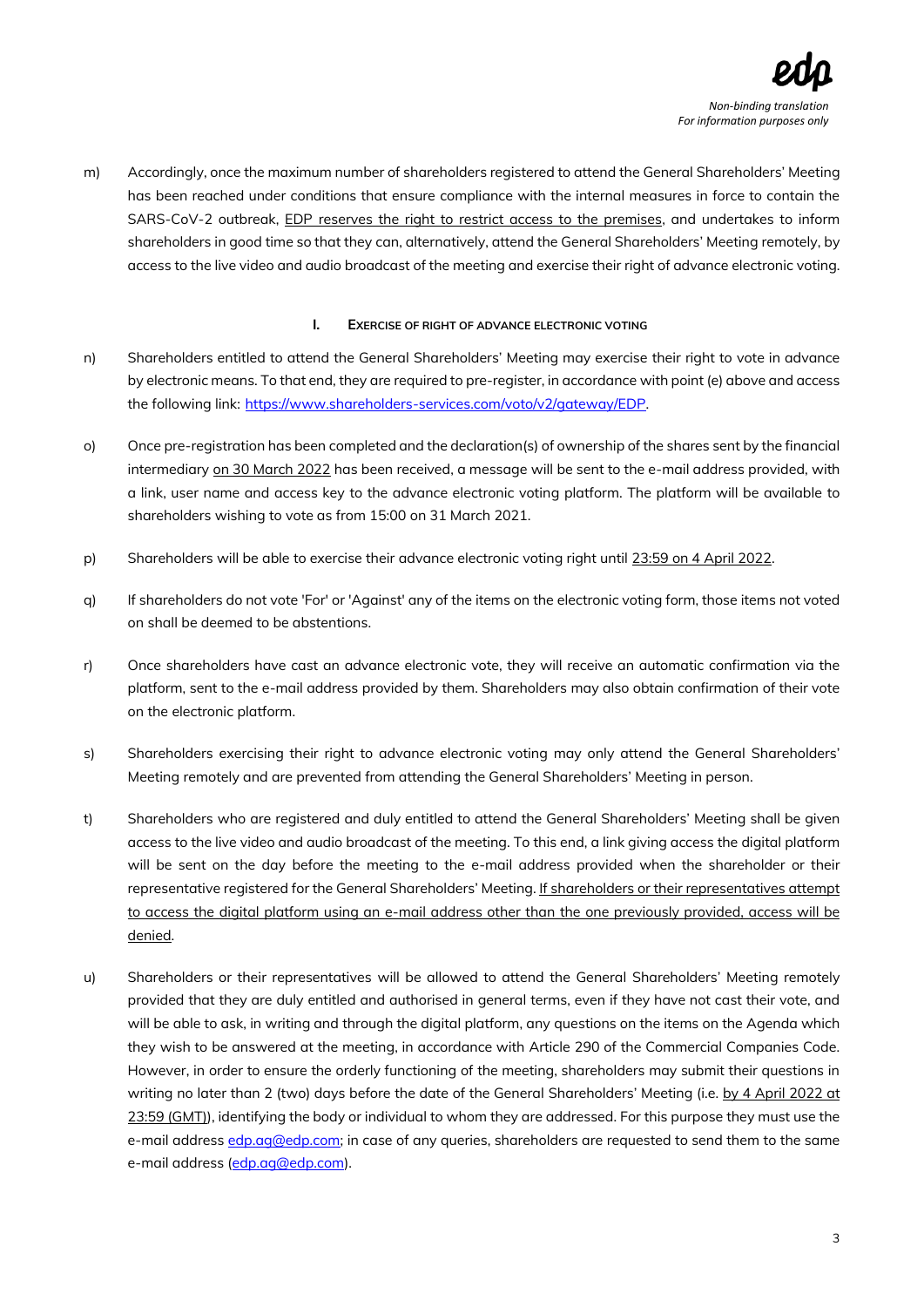m) Accordingly, once the maximum number of shareholders registered to attend the General Shareholders' Meeting has been reached under conditions that ensure compliance with the internal measures in force to contain the SARS-CoV-2 outbreak, EDP reserves the right to restrict access to the premises, and undertakes to inform shareholders in good time so that they can, alternatively, attend the General Shareholders' Meeting remotely, by access to the live video and audio broadcast of the meeting and exercise their right of advance electronic voting.

### I. EXERCISE OF RIGHT OF ADVANCE ELECTRONIC VOTING

n) Shareholders entitled to attend the General Shareholders' Meeting may exercise their right to vote in advance by electronic means. To that end, they are required to pre-register, in accordance with point (e) above and access the following link: https://www.shareholders-services.com/voto/v2/gateway/EDP.

o) Once pre-registration has been completed and the declaration(s) of ownership of the shares sent by the financial intermediary on 30 March 2022 has been received, a message will be sent to the e-mail address provided, with a link, user name and access key to the advance electronic voting platform. The platform will be available to shareholders wishing to vote as from 15:00 on 31 March 2021.

p) Shareholders will be able to exercise their advance electronic voting right until 23:59 on 4 April 2022.

q) If shareholders do not vote 'For' or 'Against' any of the items on the electronic voting form, those items not voted on shall be deemed to be abstentions.

r) Once shareholders have cast an advance electronic vote, they will receive an automatic confirmation via the platform, sent to the e-mail address provided by them. Shareholders may also obtain confirmation of their vote on the electronic platform.

s) Shareholders exercising their right to advance electronic voting may only attend the General Shareholders' Meeting remotely and are prevented from attending the General Shareholders' Meeting in person.

t) Shareholders who are registered and duly entitled to attend the General Shareholders' Meeting shall be given access to the live video and audio broadcast of the meeting. To this end, a link giving access the digital platform will be sent on the day before the meeting to the e-mail address provided when the shareholder or their representative registered for the General Shareholders' Meeting. If shareholders or their representatives attempt to access the digital platform using an e-mail address other than the one previously provided, access will be denied.

u) Shareholders or their representatives will be allowed to attend the General Shareholders' Meeting remotely provided that they are duly entitled and authorised in general terms, even if they have not cast their vote, and will be able to ask, in writing and through the digital platform, any questions on the items on the Agenda which they wish to be answered at the meeting, in accordance with Article 290 of the Commercial Companies Code. However, in order to ensure the orderly functioning of the meeting, shareholders may submit their questions in writing no later than 2 (two) days before the date of the General Shareholders' Meeting (i.e. by 4 April 2022 at 23:59 (GMT)), identifying the body or individual to whom they are addressed. For this purpose they must use the e-mail address edp.ag@edp.com; in case of any queries, shareholders are requested to send them to the same e-mail address (edp.ag@edp.com).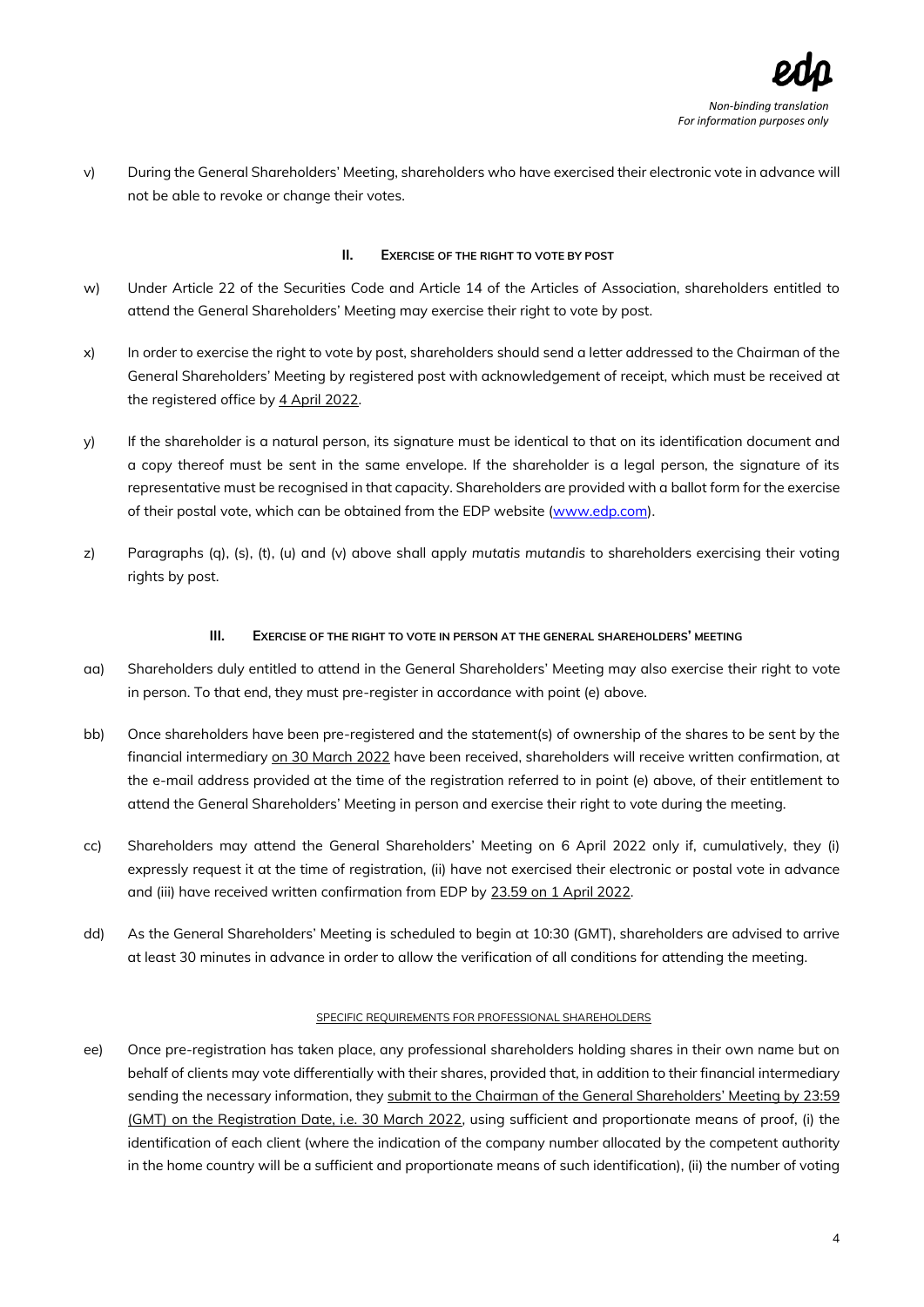v) During the General Shareholders' Meeting, shareholders who have exercised their electronic vote in advance will not be able to revoke or change their votes.

### II. EXERCISE OF THE RIGHT TO VOTE BY POST

w) Under Article 22 of the Securities Code and Article 14 of the Articles of Association, shareholders entitled to attend the General Shareholders' Meeting may exercise their right to vote by post.

x) In order to exercise the right to vote by post, shareholders should send a letter addressed to the Chairman of the General Shareholders' Meeting by registered post with acknowledgement of receipt, which must be received at the registered office by 4 April 2022.

y) If the shareholder is a natural person, its signature must be identical to that on its identification document and a copy thereof must be sent in the same envelope. If the shareholder is a legal person, the signature of its representative must be recognised in that capacity. Shareholders are provided with a ballot form for the exercise of their postal vote, which can be obtained from the EDP website (www.edp.com).

z) Paragraphs (q), (s), (t), (u) and (v) above shall apply *mutatis mutandis* to shareholders exercising their voting rights by post.

### III. EXERCISE OF THE RIGHT TO VOTE IN PERSON AT THE GENERAL SHAREHOLDERS' MEETING

aa) Shareholders duly entitled to attend in the General Shareholders' Meeting may also exercise their right to vote in person. To that end, they must pre-register in accordance with point (e) above.

bb) Once shareholders have been pre-registered and the statement(s) of ownership of the shares to be sent by the financial intermediary on 30 March 2022 have been received, shareholders will receive written confirmation, at the e-mail address provided at the time of the registration referred to in point (e) above, of their entitlement to attend the General Shareholders' Meeting in person and exercise their right to vote during the meeting.

cc) Shareholders may attend the General Shareholders' Meeting on 6 April 2022 only if, cumulatively, they (i) expressly request it at the time of registration, (ii) have not exercised their electronic or postal vote in advance and (iii) have received written confirmation from EDP by 23.59 on 1 April 2022.

dd) As the General Shareholders' Meeting is scheduled to begin at 10:30 (GMT), shareholders are advised to arrive at least 30 minutes in advance in order to allow the verification of all conditions for attending the meeting.

SPECIFIC REQUIREMENTS FOR PROFESSIONAL SHAREHOLDERS

ee) Once pre-registration has taken place, any professional shareholders holding shares in their own name but on behalf of clients may vote differentially with their shares, provided that, in addition to their financial intermediary sending the necessary information, they submit to the Chairman of the General Shareholders' Meeting by 23:59 (GMT) on the Registration Date, i.e. 30 March 2022, using sufficient and proportionate means of proof, (i) the identification of each client (where the indication of the company number allocated by the competent authority in the home country will be a sufficient and proportionate means of such identification), (ii) the number of voting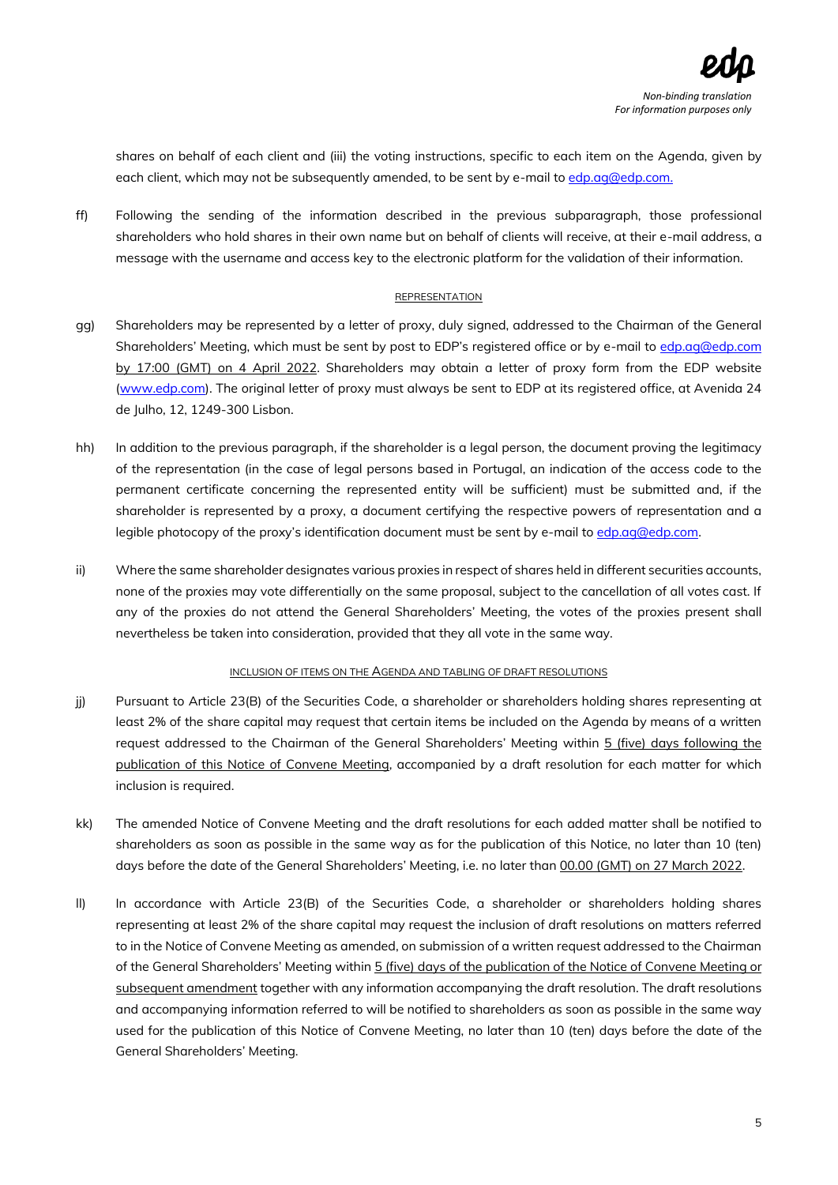shares on behalf of each client and (iii) the voting instructions, specific to each item on the Agenda, given by each client, which may not be subsequently amended, to be sent by e-mail to edp.ag@edp.com.

ff) Following the sending of the information described in the previous subparagraph, those professional shareholders who hold shares in their own name but on behalf of clients will receive, at their e-mail address, a message with the username and access key to the electronic platform for the validation of their information.

REPRESENTATION

gg) Shareholders may be represented by a letter of proxy, duly signed, addressed to the Chairman of the General Shareholders' Meeting, which must be sent by post to EDP's registered office or by e-mail to edp.ag@edp.com by 17:00 (GMT) on 4 April 2022. Shareholders may obtain a letter of proxy form from the EDP website (www.edp.com). The original letter of proxy must always be sent to EDP at its registered office, at Avenida 24 de Julho, 12, 1249-300 Lisbon.

hh) In addition to the previous paragraph, if the shareholder is a legal person, the document proving the legitimacy of the representation (in the case of legal persons based in Portugal, an indication of the access code to the permanent certificate concerning the represented entity will be sufficient) must be submitted and, if the shareholder is represented by a proxy, a document certifying the respective powers of representation and a legible photocopy of the proxy's identification document must be sent by e-mail to edp.ag@edp.com.

ii) Where the same shareholder designates various proxies in respect of shares held in different securities accounts, none of the proxies may vote differentially on the same proposal, subject to the cancellation of all votes cast. If any of the proxies do not attend the General Shareholders' Meeting, the votes of the proxies present shall nevertheless be taken into consideration, provided that they all vote in the same way.

INCLUSION OF ITEMS ON THE AGENDA AND TABLING OF DRAFT RESOLUTIONS

jj) Pursuant to Article 23(B) of the Securities Code, a shareholder or shareholders holding shares representing at least 2% of the share capital may request that certain items be included on the Agenda by means of a written request addressed to the Chairman of the General Shareholders' Meeting within 5 (five) days following the publication of this Notice of Convene Meeting, accompanied by a draft resolution for each matter for which inclusion is required.

kk) The amended Notice of Convene Meeting and the draft resolutions for each added matter shall be notified to shareholders as soon as possible in the same way as for the publication of this Notice, no later than 10 (ten) days before the date of the General Shareholders' Meeting, i.e. no later than 00.00 (GMT) on 27 March 2022.

ll) In accordance with Article 23(B) of the Securities Code, a shareholder or shareholders holding shares representing at least 2% of the share capital may request the inclusion of draft resolutions on matters referred to in the Notice of Convene Meeting as amended, on submission of a written request addressed to the Chairman of the General Shareholders' Meeting within 5 (five) days of the publication of the Notice of Convene Meeting or subsequent amendment together with any information accompanying the draft resolution. The draft resolutions and accompanying information referred to will be notified to shareholders as soon as possible in the same way used for the publication of this Notice of Convene Meeting, no later than 10 (ten) days before the date of the General Shareholders' Meeting.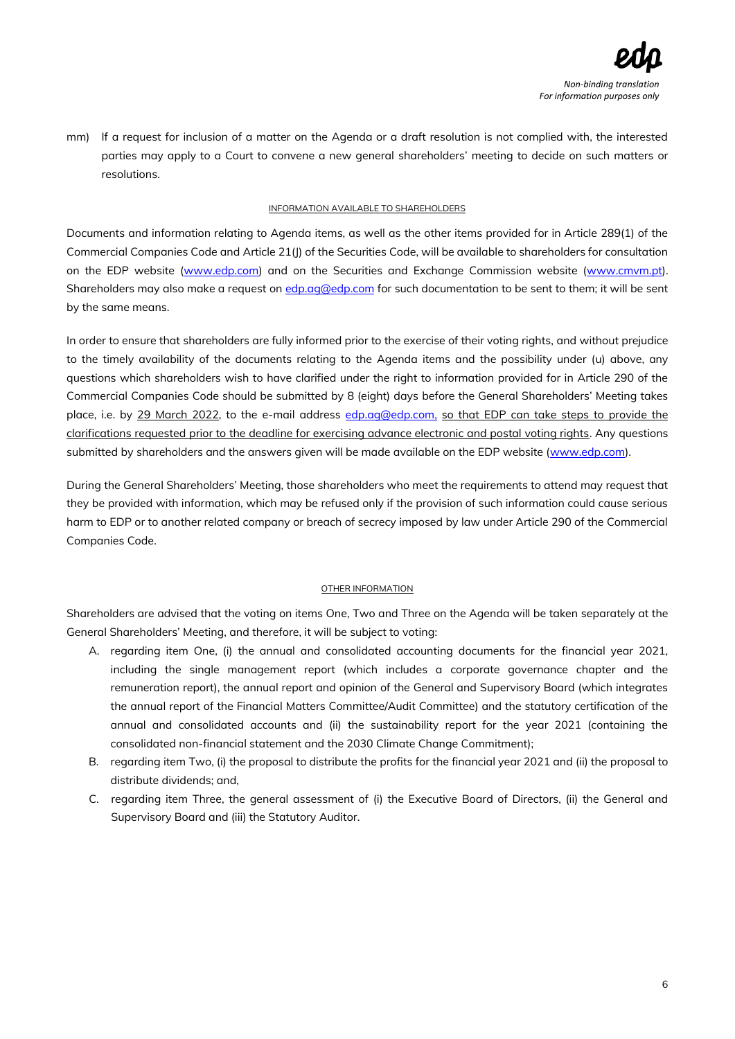mm) If a request for inclusion of a matter on the Agenda or a draft resolution is not complied with, the interested parties may apply to a Court to convene a new general shareholders' meeting to decide on such matters or resolutions.

## INFORMATION AVAILABLE TO SHAREHOLDERS

Documents and information relating to Agenda items, as well as the other items provided for in Article 289(1) of the Commercial Companies Code and Article 21(J) of the Securities Code, will be available to shareholders for consultation on the EDP website (www.edp.com) and on the Securities and Exchange Commission website (www.cmvm.pt). Shareholders may also make a request on edp.ag@edp.com for such documentation to be sent to them; it will be sent by the same means.

In order to ensure that shareholders are fully informed prior to the exercise of their voting rights, and without prejudice to the timely availability of the documents relating to the Agenda items and the possibility under (u) above, any questions which shareholders wish to have clarified under the right to information provided for in Article 290 of the Commercial Companies Code should be submitted by 8 (eight) days before the General Shareholders' Meeting takes place, i.e. by 29 March 2022, to the e-mail address edp.ag@edp.com, so that EDP can take steps to provide the clarifications requested prior to the deadline for exercising advance electronic and postal voting rights. Any questions submitted by shareholders and the answers given will be made available on the EDP website (www.edp.com).

During the General Shareholders' Meeting, those shareholders who meet the requirements to attend may request that they be provided with information, which may be refused only if the provision of such information could cause serious harm to EDP or to another related company or breach of secrecy imposed by law under Article 290 of the Commercial Companies Code.

## OTHER INFORMATION

Shareholders are advised that the voting on items One, Two and Three on the Agenda will be taken separately at the General Shareholders' Meeting, and therefore, it will be subject to voting:

A. regarding item One, (i) the annual and consolidated accounting documents for the financial year 2021, including the single management report (which includes a corporate governance chapter and the remuneration report), the annual report and opinion of the General and Supervisory Board (which integrates the annual report of the Financial Matters Committee/Audit Committee) and the statutory certification of the annual and consolidated accounts and (ii) the sustainability report for the year 2021 (containing the consolidated non-financial statement and the 2030 Climate Change Commitment);
B. regarding item Two, (i) the proposal to distribute the profits for the financial year 2021 and (ii) the proposal to distribute dividends; and,
C. regarding item Three, the general assessment of (i) the Executive Board of Directors, (ii) the General and Supervisory Board and (iii) the Statutory Auditor.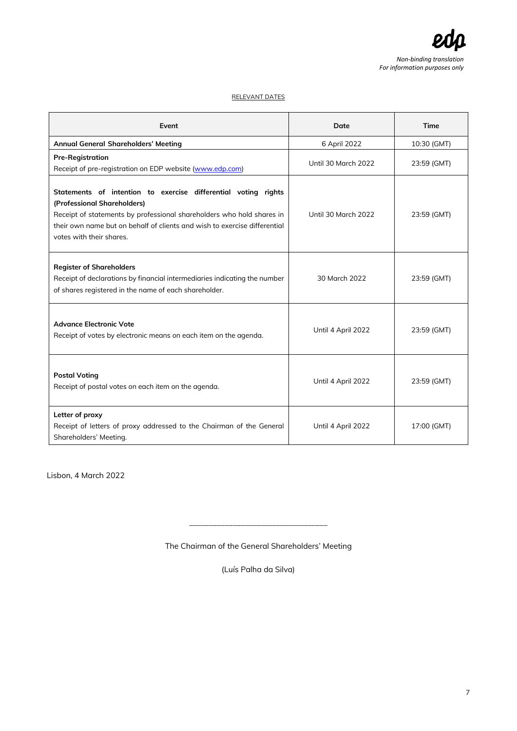*Non-binding translation*
*For information purposes only*

RELEVANT DATES

| Event | Date | Time |
|---|---|---|
| **Annual General Shareholders' Meeting** | 6 April 2022 | 10:30 (GMT) |
| **Pre-Registration** Receipt of pre-registration on EDP website (www.edp.com) | Until 30 March 2022 | 23:59 (GMT) |
| **Statements of intention to exercise differential voting rights (Professional Shareholders)** Receipt of statements by professional shareholders who hold shares in their own name but on behalf of clients and wish to exercise differential votes with their shares. | Until 30 March 2022 | 23:59 (GMT) |
| **Register of Shareholders** Receipt of declarations by financial intermediaries indicating the number of shares registered in the name of each shareholder. | 30 March 2022 | 23:59 (GMT) |
| **Advance Electronic Vote** Receipt of votes by electronic means on each item on the agenda. | Until 4 April 2022 | 23:59 (GMT) |
| **Postal Voting** Receipt of postal votes on each item on the agenda. | Until 4 April 2022 | 23:59 (GMT) |
| **Letter of proxy** Receipt of letters of proxy addressed to the Chairman of the General Shareholders' Meeting. | Until 4 April 2022 | 17:00 (GMT) |

Lisbon, 4 March 2022

\_\_\_\_\_\_\_\_\_\_\_\_\_\_\_\_\_\_\_\_\_\_\_\_\_\_\_\_\_\_\_\_\_\_\_

The Chairman of the General Shareholders' Meeting

(Luís Palha da Silva)